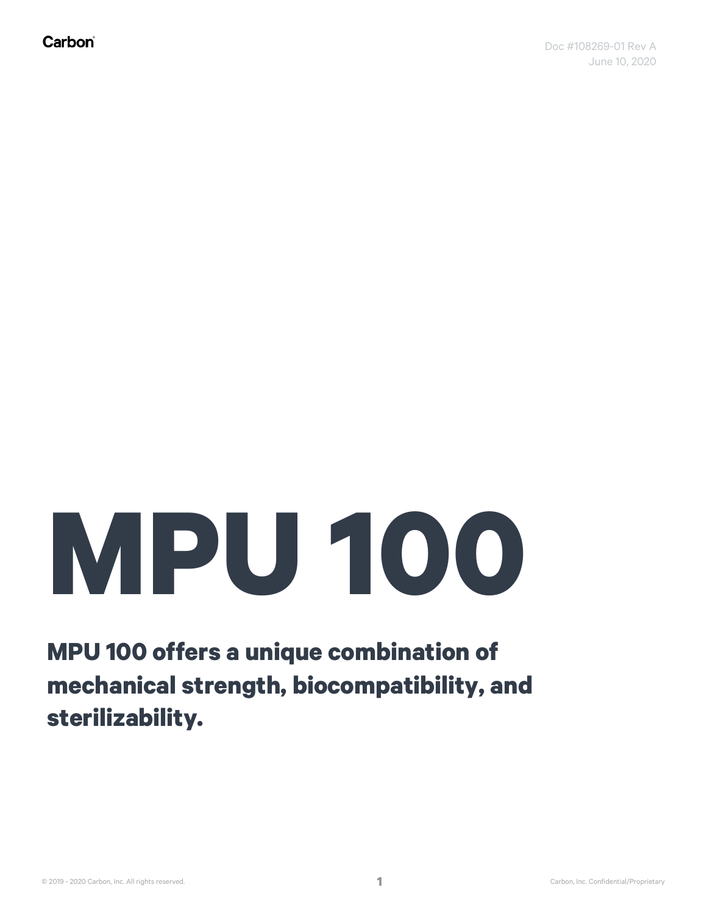Carbon

Doc #108269-01 Rev A
June 10, 2020

# MPU 100

**MPU 100 offers a unique combination of mechanical strength, biocompatibility, and sterilizability.**

© 2019 - 2020 Carbon, Inc. All rights reserved.

Carbon, Inc. Confidential/Proprietary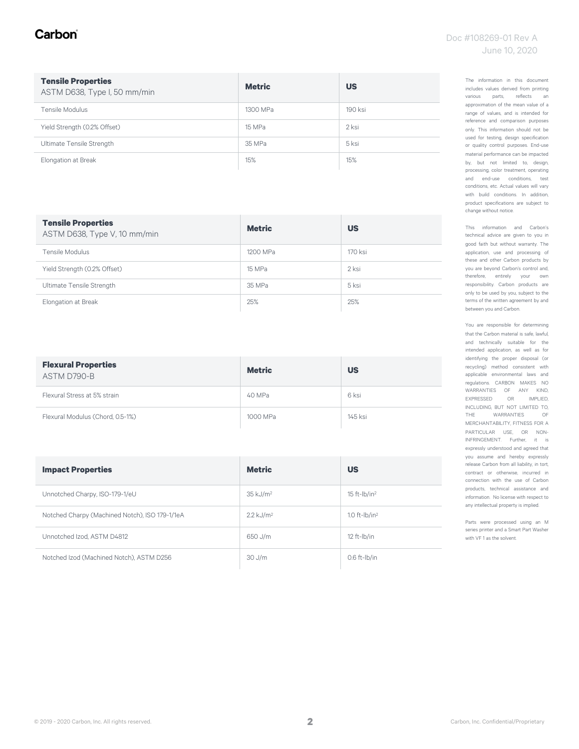| **Tensile Properties** ASTM D638, Type I, 50 mm/min | **Metric** | **US** |
|---|---|---|
| Tensile Modulus | 1300 MPa | 190 ksi |
| Yield Strength (0.2% Offset) | 15 MPa | 2 ksi |
| Ultimate Tensile Strength | 35 MPa | 5 ksi |
| Elongation at Break | 15% | 15% |

| **Tensile Properties** ASTM D638, Type V, 10 mm/min | **Metric** | **US** |
|---|---|---|
| Tensile Modulus | 1200 MPa | 170 ksi |
| Yield Strength (0.2% Offset) | 15 MPa | 2 ksi |
| Ultimate Tensile Strength | 35 MPa | 5 ksi |
| Elongation at Break | 25% | 25% |

| **Flexural Properties** ASTM D790-B | **Metric** | **US** |
|---|---|---|
| Flexural Stress at 5% strain | 40 MPa | 6 ksi |
| Flexural Modulus (Chord, 0.5-1%) | 1000 MPa | 145 ksi |

| **Impact Properties** | **Metric** | **US** |
|---|---|---|
| Unnotched Charpy, ISO-179-1/eU | 35 kJ/m$^2$ | 15 ft-lb/in$^2$ |
| Notched Charpy (Machined Notch), ISO 179-1/1eA | 2.2 kJ/m$^2$ | 1.0 ft-lb/in$^2$ |
| Unnotched Izod, ASTM D4812 | 650 J/m | 12 ft-lb/in |
| Notched Izod (Machined Notch), ASTM D256 | 30 J/m | 0.6 ft-lb/in |

The information in this document includes values derived from printing various parts, reflects an approximation of the mean value of a range of values, and is intended for reference and comparison purposes only. This information should not be used for testing, design specification or quality control purposes. End-use material performance can be impacted by, but not limited to, design, processing, color treatment, operating and end-use conditions, test conditions, etc. Actual values will vary with build conditions. In addition, product specifications are subject to change without notice.

This information and Carbon's technical advice are given to you in good faith but without warranty. The application, use and processing of these and other Carbon products by you are beyond Carbon's control and, therefore, entirely your own responsibility. Carbon products are only to be used by you, subject to the terms of the written agreement by and between you and Carbon.

You are responsible for determining that the Carbon material is safe, lawful, and technically suitable for the intended application, as well as for identifying the proper disposal (or recycling) method consistent with applicable environmental laws and regulations. CARBON MAKES NO WARRANTIES OF ANY KIND, EXPRESSED OR IMPLIED, INCLUDING, BUT NOT LIMITED TO, THE WARRANTIES OF MERCHANTABILITY, FITNESS FOR A PARTICULAR USE, OR NON-INFRINGEMENT. Further, it is expressly understood and agreed that you assume and hereby expressly release Carbon from all liability, in tort, contract or otherwise, incurred in connection with the use of Carbon products, technical assistance and information. No license with respect to any intellectual property is implied.

Parts were processed using an M series printer and a Smart Part Washer with VF 1 as the solvent.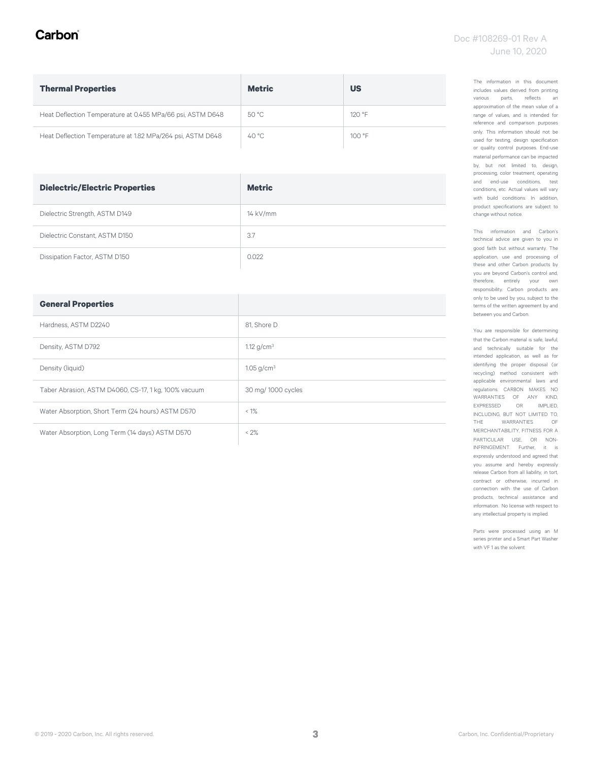| Thermal Properties | Metric | US |
| --- | --- | --- |
| Heat Deflection Temperature at 0.455 MPa/66 psi, ASTM D648 | 50 °C | 120 °F |
| Heat Deflection Temperature at 1.82 MPa/264 psi, ASTM D648 | 40 °C | 100 °F |

| Dielectric/Electric Properties | Metric |
| --- | --- |
| Dielectric Strength, ASTM D149 | 14 kV/mm |
| Dielectric Constant, ASTM D150 | 3.7 |
| Dissipation Factor, ASTM D150 | 0.022 |

| General Properties | |
| --- | --- |
| Hardness, ASTM D2240 | 81, Shore D |
| Density, ASTM D792 | 1.12 g/cm$^3$ |
| Density (liquid) | 1.05 g/cm$^3$ |
| Taber Abrasion, ASTM D4060, CS-17, 1 kg, 100% vacuum | 30 mg/ 1000 cycles |
| Water Absorption, Short Term (24 hours) ASTM D570 | < 1% |
| Water Absorption, Long Term (14 days) ASTM D570 | < 2% |

The information in this document includes values derived from printing various parts, reflects an approximation of the mean value of a range of values, and is intended for reference and comparison purposes only. This information should not be used for testing, design specification or quality control purposes. End-use material performance can be impacted by, but not limited to, design, processing, color treatment, operating and end-use conditions, test conditions, etc. Actual values will vary with build conditions. In addition, product specifications are subject to change without notice.

This information and Carbon's technical advice are given to you in good faith but without warranty. The application, use and processing of these and other Carbon products by you are beyond Carbon's control and, therefore, entirely your own responsibility. Carbon products are only to be used by you, subject to the terms of the written agreement by and between you and Carbon.

You are responsible for determining that the Carbon material is safe, lawful, and technically suitable for the intended application, as well as for identifying the proper disposal (or recycling) method consistent with applicable environmental laws and regulations. CARBON MAKES NO WARRANTIES OF ANY KIND, EXPRESSED OR IMPLIED, INCLUDING, BUT NOT LIMITED TO, THE WARRANTIES OF MERCHANTABILITY, FITNESS FOR A PARTICULAR USE, OR NON-INFRINGEMENT. Further, it is expressly understood and agreed that you assume and hereby expressly release Carbon from all liability, in tort, contract or otherwise, incurred in connection with the use of Carbon products, technical assistance and information. No license with respect to any intellectual property is implied.

Parts were processed using an M series printer and a Smart Part Washer with VF 1 as the solvent.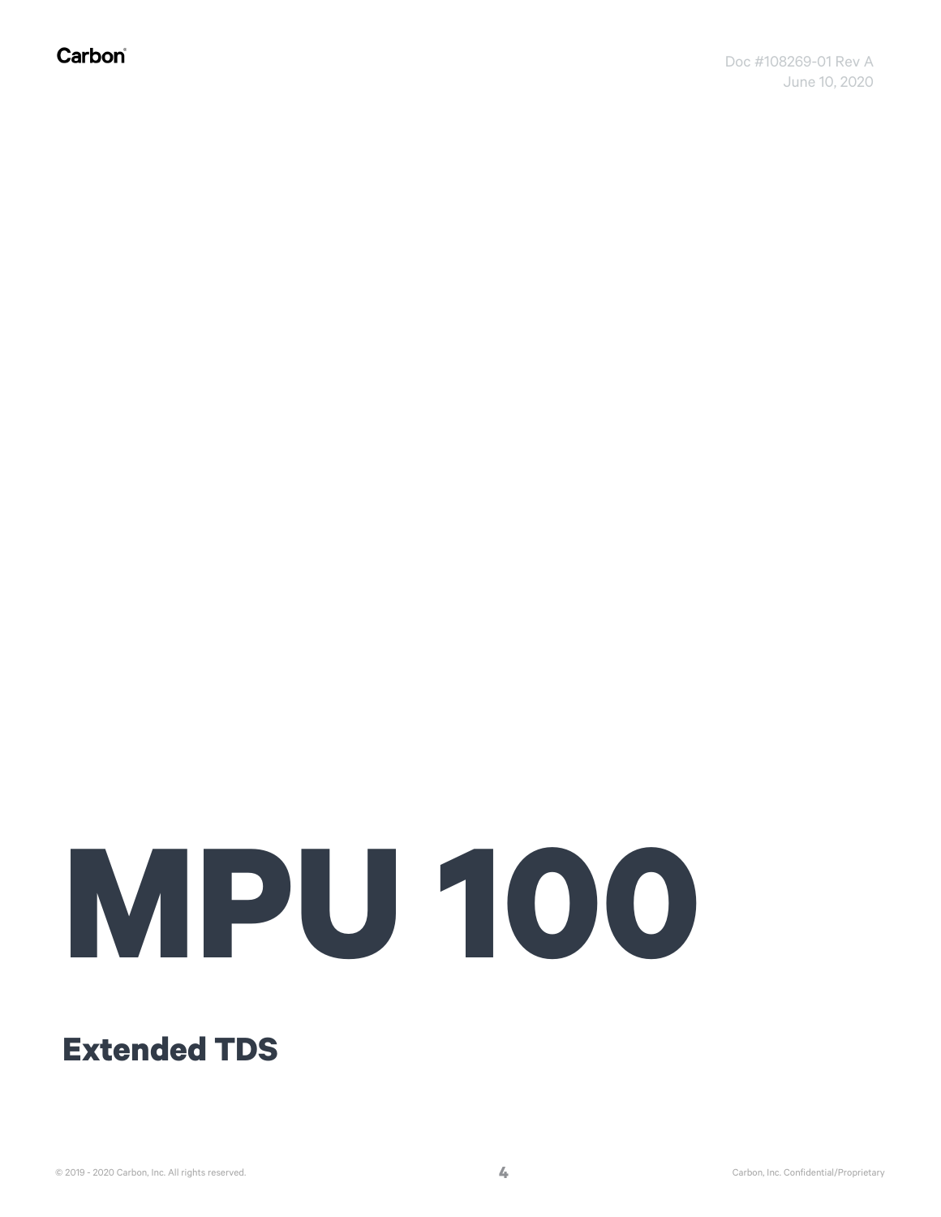# MPU 100

## Extended TDS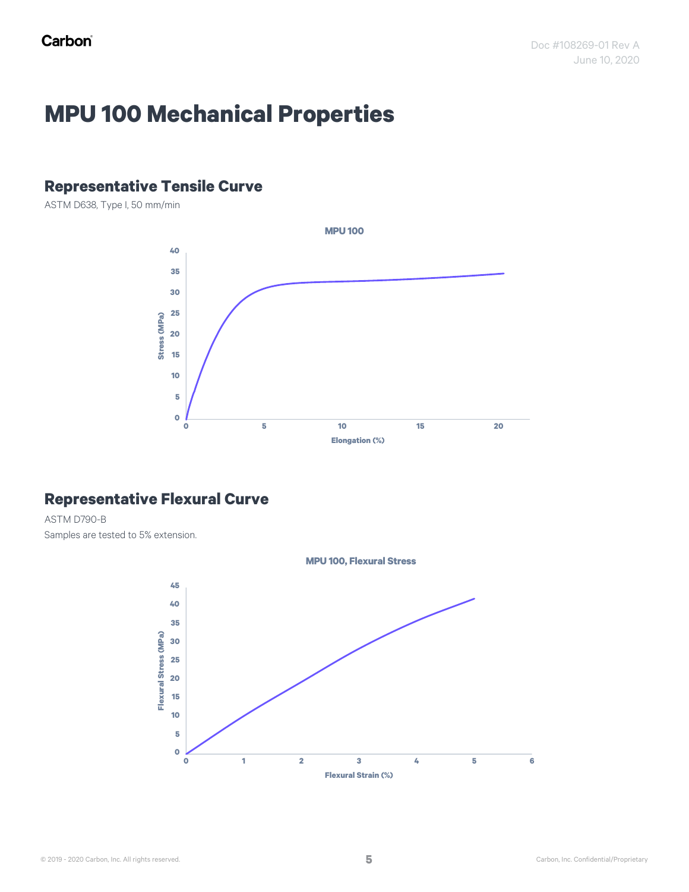# MPU 100 Mechanical Properties

## Representative Tensile Curve

ASTM D638, Type I, 50 mm/min

## Representative Flexural Curve

ASTM D790-B

Samples are tested to 5% extension.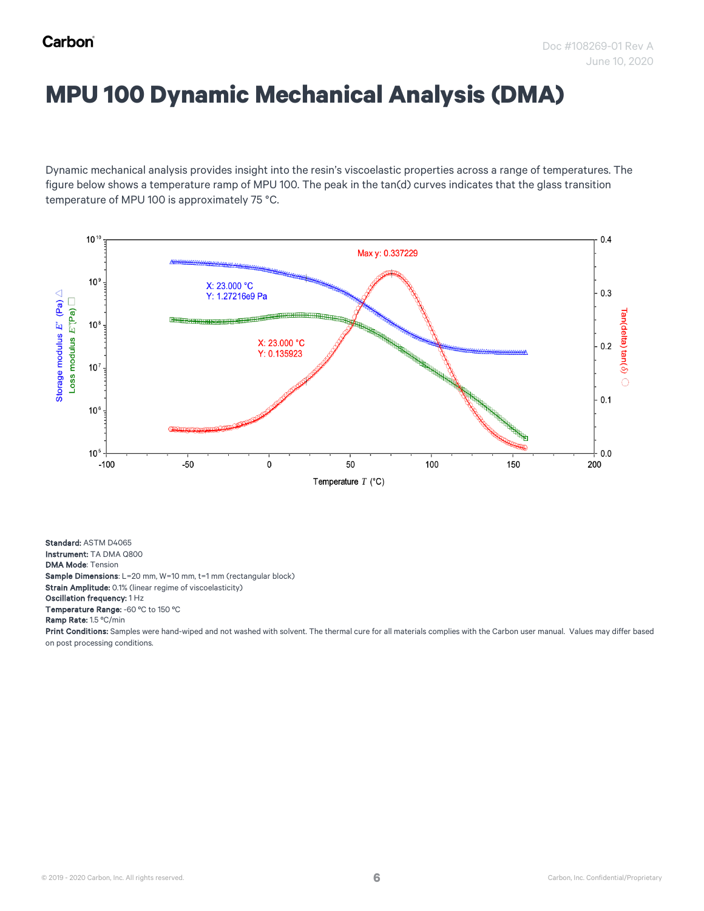# MPU 100 Dynamic Mechanical Analysis (DMA)

Dynamic mechanical analysis provides insight into the resin's viscoelastic properties across a range of temperatures. The figure below shows a temperature ramp of MPU 100. The peak in the tan(d) curves indicates that the glass transition temperature of MPU 100 is approximately 75 °C.

**Standard:** ASTM D4065
**Instrument:** TA DMA Q800
**DMA Mode**: Tension
**Sample Dimensions**: L=20 mm, W=10 mm, t=1 mm (rectangular block)
**Strain Amplitude:** 0.1% (linear regime of viscoelasticity)
**Oscillation frequency:** 1 Hz
**Temperature Range:** -60 °C to 150 °C
**Ramp Rate:** 1.5 °C/min
**Print Conditions:** Samples were hand-wiped and not washed with solvent. The thermal cure for all materials complies with the Carbon user manual. Values may differ based on post processing conditions.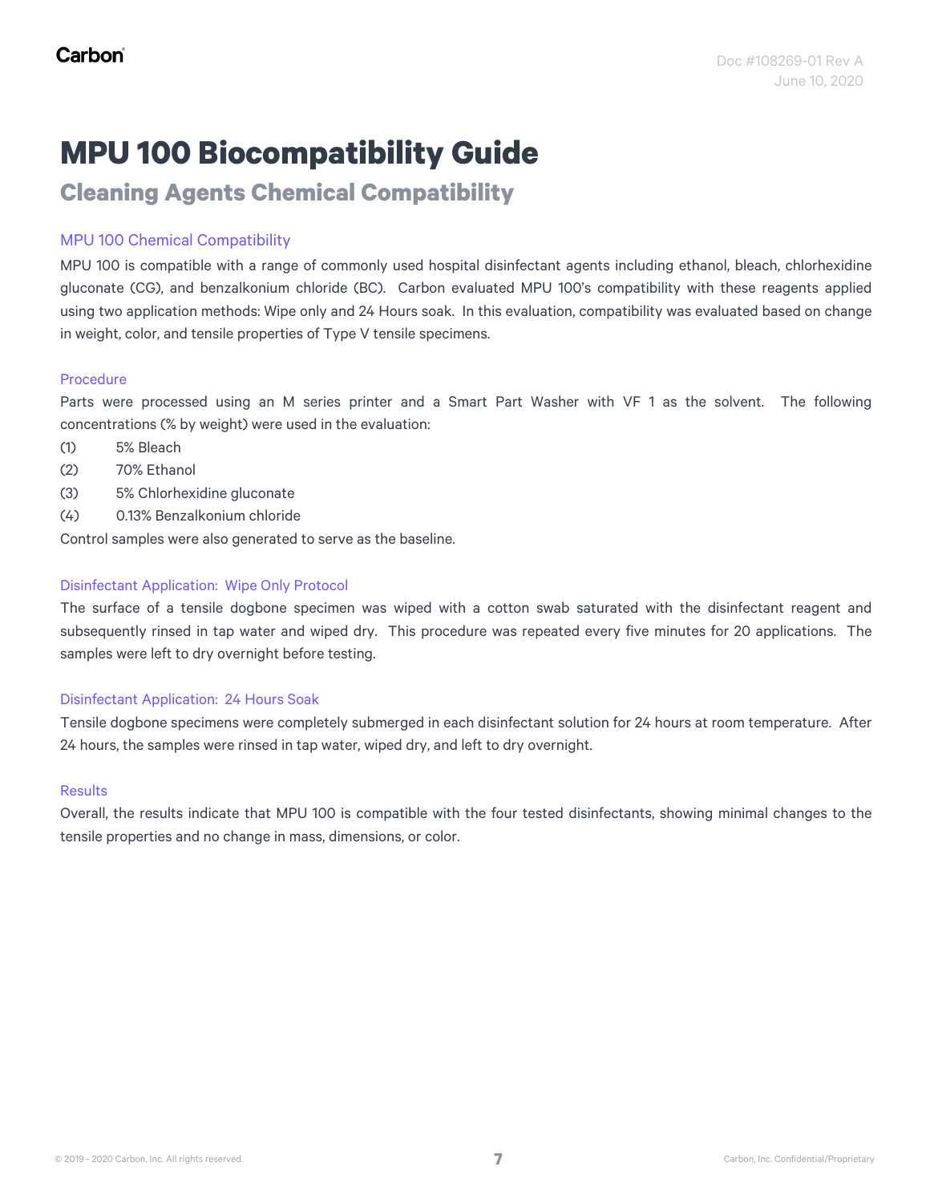# MPU 100 Biocompatibility Guide

## Cleaning Agents Chemical Compatibility

### MPU 100 Chemical Compatibility

MPU 100 is compatible with a range of commonly used hospital disinfectant agents including ethanol, bleach, chlorhexidine gluconate (CG), and benzalkonium chloride (BC). Carbon evaluated MPU 100's compatibility with these reagents applied using two application methods: Wipe only and 24 Hours soak. In this evaluation, compatibility was evaluated based on change in weight, color, and tensile properties of Type V tensile specimens.

### Procedure

Parts were processed using an M series printer and a Smart Part Washer with VF 1 as the solvent. The following concentrations (% by weight) were used in the evaluation:

(1) 5% Bleach

(2) 70% Ethanol

(3) 5% Chlorhexidine gluconate

(4) 0.13% Benzalkonium chloride

Control samples were also generated to serve as the baseline.

### Disinfectant Application: Wipe Only Protocol

The surface of a tensile dogbone specimen was wiped with a cotton swab saturated with the disinfectant reagent and subsequently rinsed in tap water and wiped dry. This procedure was repeated every five minutes for 20 applications. The samples were left to dry overnight before testing.

### Disinfectant Application: 24 Hours Soak

Tensile dogbone specimens were completely submerged in each disinfectant solution for 24 hours at room temperature. After 24 hours, the samples were rinsed in tap water, wiped dry, and left to dry overnight.

### Results

Overall, the results indicate that MPU 100 is compatible with the four tested disinfectants, showing minimal changes to the tensile properties and no change in mass, dimensions, or color.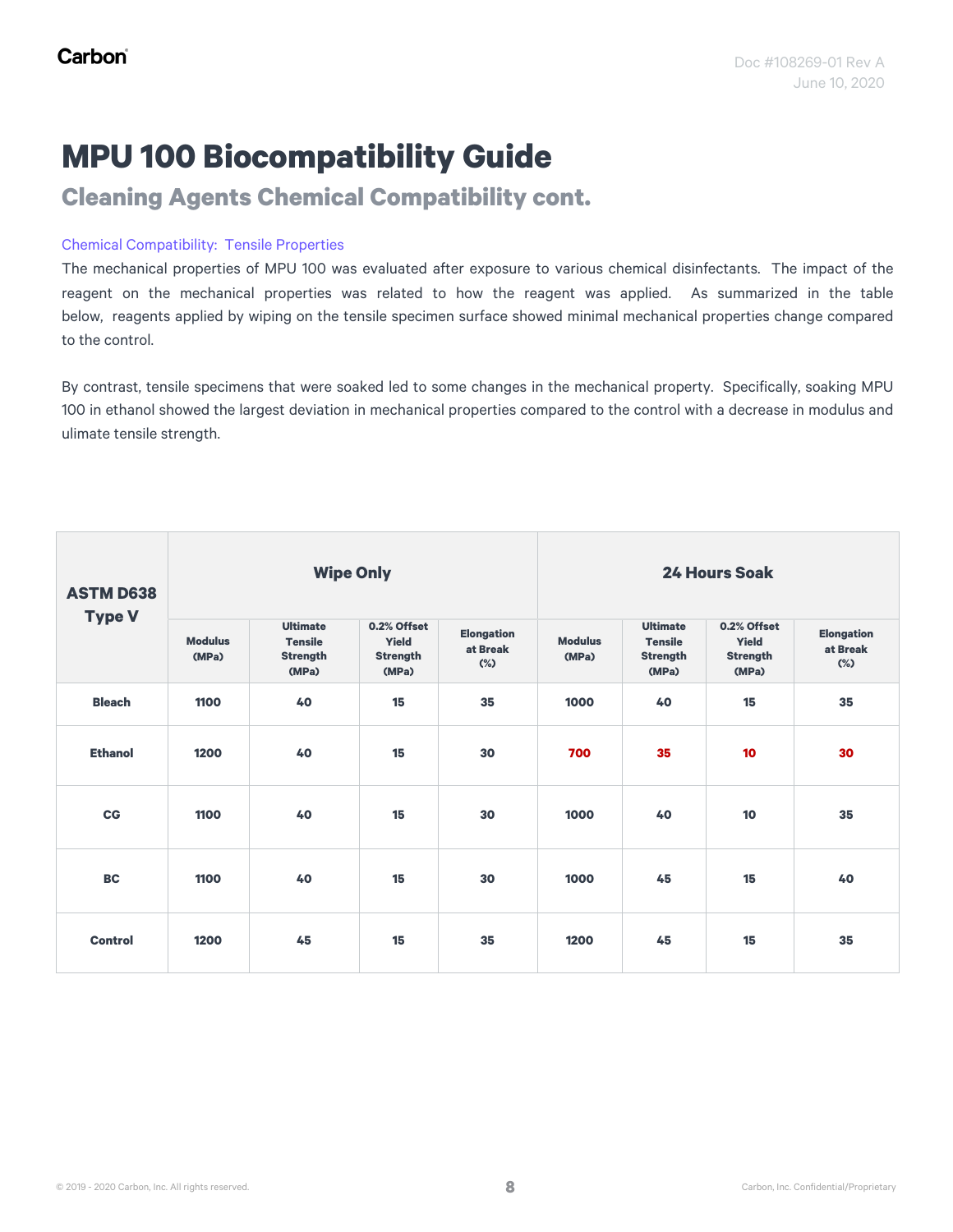# MPU 100 Biocompatibility Guide

## Cleaning Agents Chemical Compatibility cont.

### Chemical Compatibility: Tensile Properties

The mechanical properties of MPU 100 was evaluated after exposure to various chemical disinfectants. The impact of the reagent on the mechanical properties was related to how the reagent was applied. As summarized in the table below, reagents applied by wiping on the tensile specimen surface showed minimal mechanical properties change compared to the control.

By contrast, tensile specimens that were soaked led to some changes in the mechanical property. Specifically, soaking MPU 100 in ethanol showed the largest deviation in mechanical properties compared to the control with a decrease in modulus and ulimate tensile strength.

| ASTM D638 Type V | Wipe Only | | | | 24 Hours Soak | | | |
|---|---|---|---|---|---|---|---|---|
| | Modulus (MPa) | Ultimate Tensile Strength (MPa) | 0.2% Offset Yield Strength (MPa) | Elongation at Break (%) | Modulus (MPa) | Ultimate Tensile Strength (MPa) | 0.2% Offset Yield Strength (MPa) | Elongation at Break (%) |
| Bleach | 1100 | 40 | 15 | 35 | 1000 | 40 | 15 | 35 |
| Ethanol | 1200 | 40 | 15 | 30 | 700 | 35 | 10 | 30 |
| CG | 1100 | 40 | 15 | 30 | 1000 | 40 | 10 | 35 |
| BC | 1100 | 40 | 15 | 30 | 1000 | 45 | 15 | 40 |
| Control | 1200 | 45 | 15 | 35 | 1200 | 45 | 15 | 35 |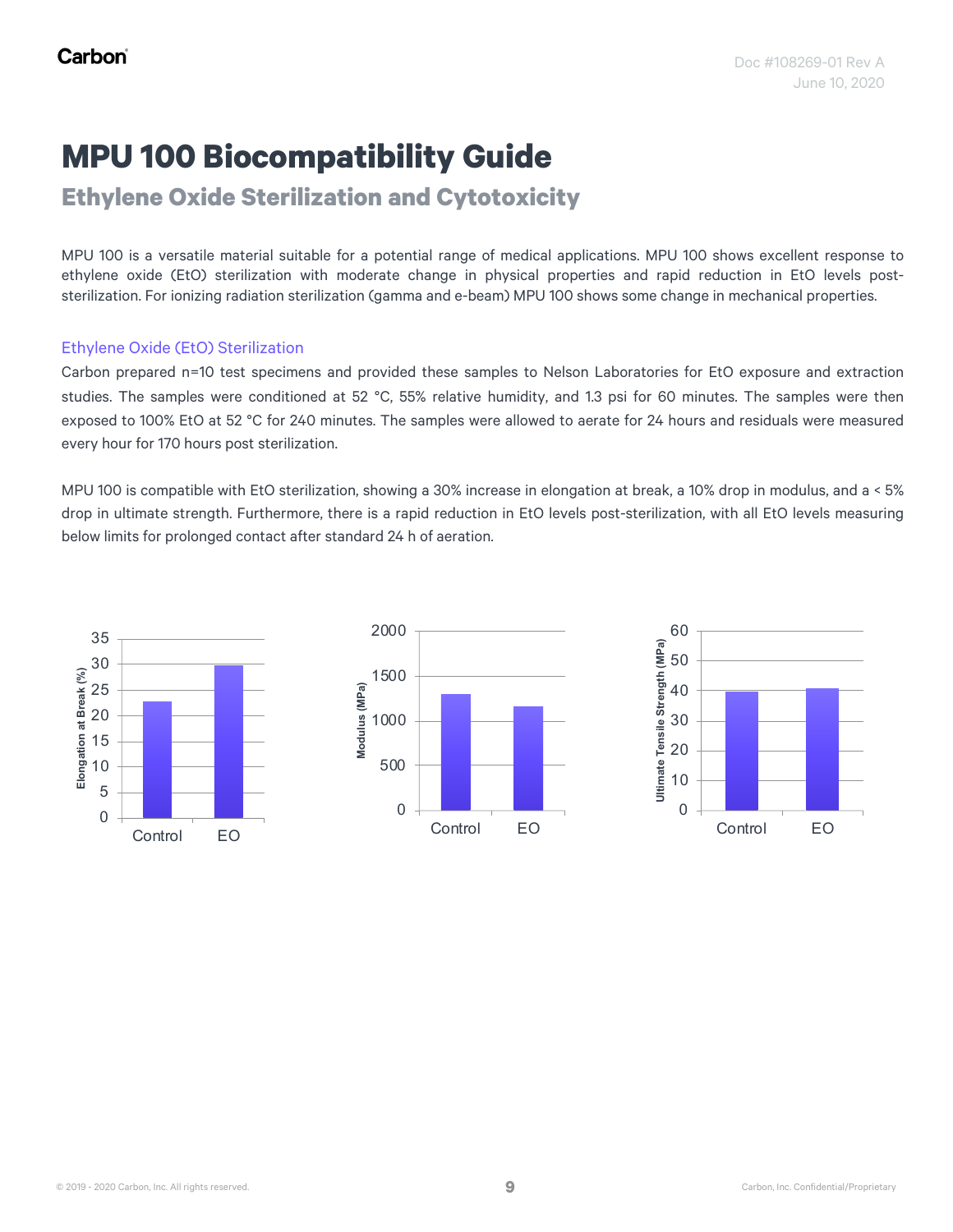# MPU 100 Biocompatibility Guide

## Ethylene Oxide Sterilization and Cytotoxicity

MPU 100 is a versatile material suitable for a potential range of medical applications. MPU 100 shows excellent response to ethylene oxide (EtO) sterilization with moderate change in physical properties and rapid reduction in EtO levels post-sterilization. For ionizing radiation sterilization (gamma and e-beam) MPU 100 shows some change in mechanical properties.

### Ethylene Oxide (EtO) Sterilization

Carbon prepared n=10 test specimens and provided these samples to Nelson Laboratories for EtO exposure and extraction studies. The samples were conditioned at 52 °C, 55% relative humidity, and 1.3 psi for 60 minutes. The samples were then exposed to 100% EtO at 52 °C for 240 minutes. The samples were allowed to aerate for 24 hours and residuals were measured every hour for 170 hours post sterilization.

MPU 100 is compatible with EtO sterilization, showing a 30% increase in elongation at break, a 10% drop in modulus, and a < 5% drop in ultimate strength. Furthermore, there is a rapid reduction in EtO levels post-sterilization, with all EtO levels measuring below limits for prolonged contact after standard 24 h of aeration.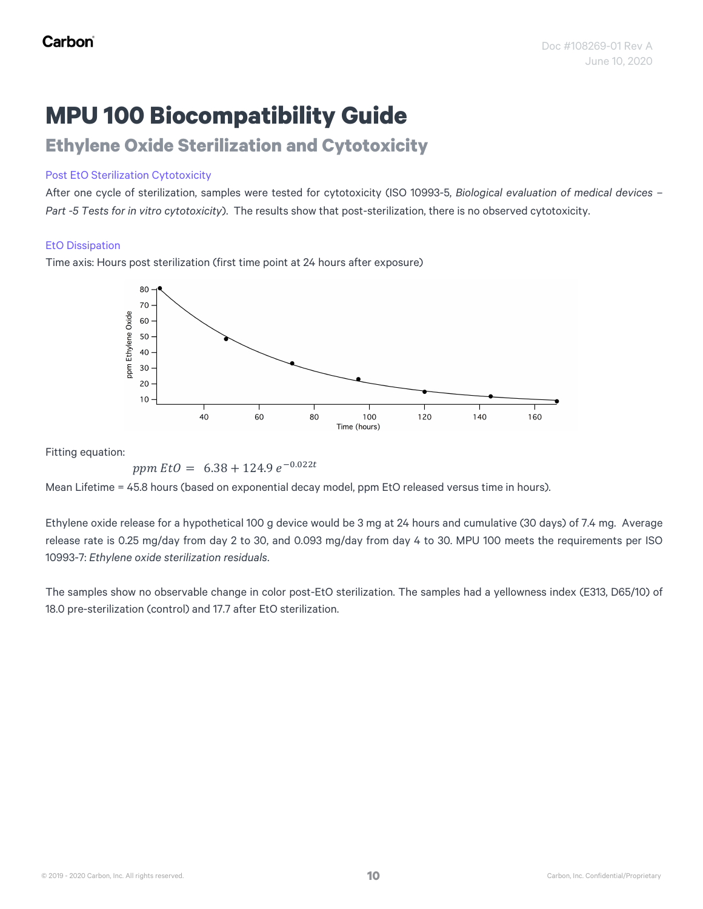# MPU 100 Biocompatibility Guide

## Ethylene Oxide Sterilization and Cytotoxicity

### Post EtO Sterilization Cytotoxicity

After one cycle of sterilization, samples were tested for cytotoxicity (ISO 10993-5, *Biological evaluation of medical devices – Part -5 Tests for in vitro cytotoxicity*). The results show that post-sterilization, there is no observed cytotoxicity.

### EtO Dissipation

Time axis: Hours post sterilization (first time point at 24 hours after exposure)

Fitting equation:

$$ppm\ EtO = 6.38 + 124.9\, e^{-0.022t}$$

Mean Lifetime = 45.8 hours (based on exponential decay model, ppm EtO released versus time in hours).

Ethylene oxide release for a hypothetical 100 g device would be 3 mg at 24 hours and cumulative (30 days) of 7.4 mg. Average release rate is 0.25 mg/day from day 2 to 30, and 0.093 mg/day from day 4 to 30. MPU 100 meets the requirements per ISO 10993-7: *Ethylene oxide sterilization residuals*.

The samples show no observable change in color post-EtO sterilization. The samples had a yellowness index (E313, D65/10) of 18.0 pre-sterilization (control) and 17.7 after EtO sterilization.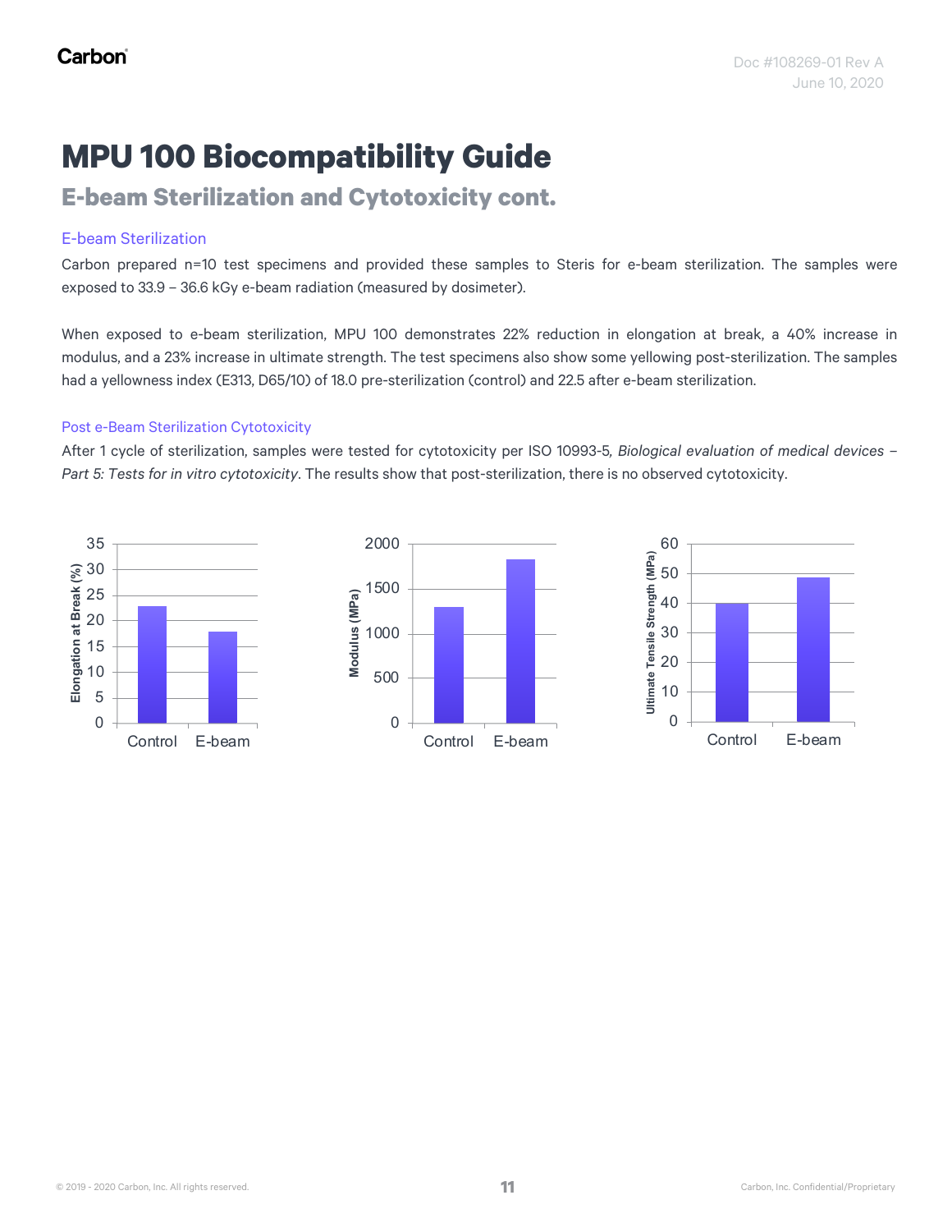# MPU 100 Biocompatibility Guide

## E-beam Sterilization and Cytotoxicity cont.

### E-beam Sterilization

Carbon prepared n=10 test specimens and provided these samples to Steris for e-beam sterilization. The samples were exposed to 33.9 – 36.6 kGy e-beam radiation (measured by dosimeter).

When exposed to e-beam sterilization, MPU 100 demonstrates 22% reduction in elongation at break, a 40% increase in modulus, and a 23% increase in ultimate strength. The test specimens also show some yellowing post-sterilization. The samples had a yellowness index (E313, D65/10) of 18.0 pre-sterilization (control) and 22.5 after e-beam sterilization.

### Post e-Beam Sterilization Cytotoxicity

After 1 cycle of sterilization, samples were tested for cytotoxicity per ISO 10993-5, *Biological evaluation of medical devices – Part 5: Tests for in vitro cytotoxicity*. The results show that post-sterilization, there is no observed cytotoxicity.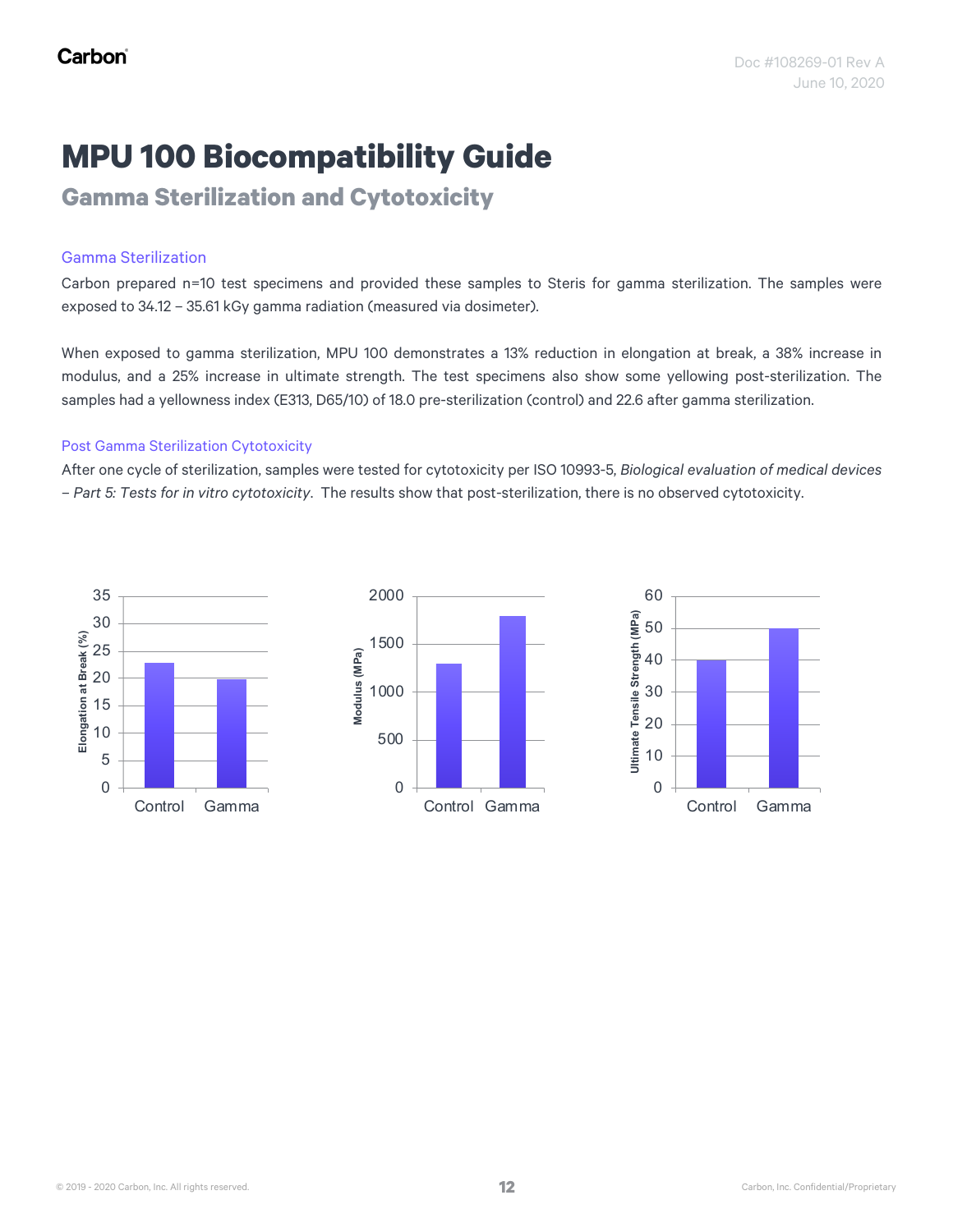# MPU 100 Biocompatibility Guide

## Gamma Sterilization and Cytotoxicity

### Gamma Sterilization

Carbon prepared n=10 test specimens and provided these samples to Steris for gamma sterilization. The samples were exposed to 34.12 – 35.61 kGy gamma radiation (measured via dosimeter).

When exposed to gamma sterilization, MPU 100 demonstrates a 13% reduction in elongation at break, a 38% increase in modulus, and a 25% increase in ultimate strength. The test specimens also show some yellowing post-sterilization. The samples had a yellowness index (E313, D65/10) of 18.0 pre-sterilization (control) and 22.6 after gamma sterilization.

### Post Gamma Sterilization Cytotoxicity

After one cycle of sterilization, samples were tested for cytotoxicity per ISO 10993-5, *Biological evaluation of medical devices – Part 5: Tests for in vitro cytotoxicity*. The results show that post-sterilization, there is no observed cytotoxicity.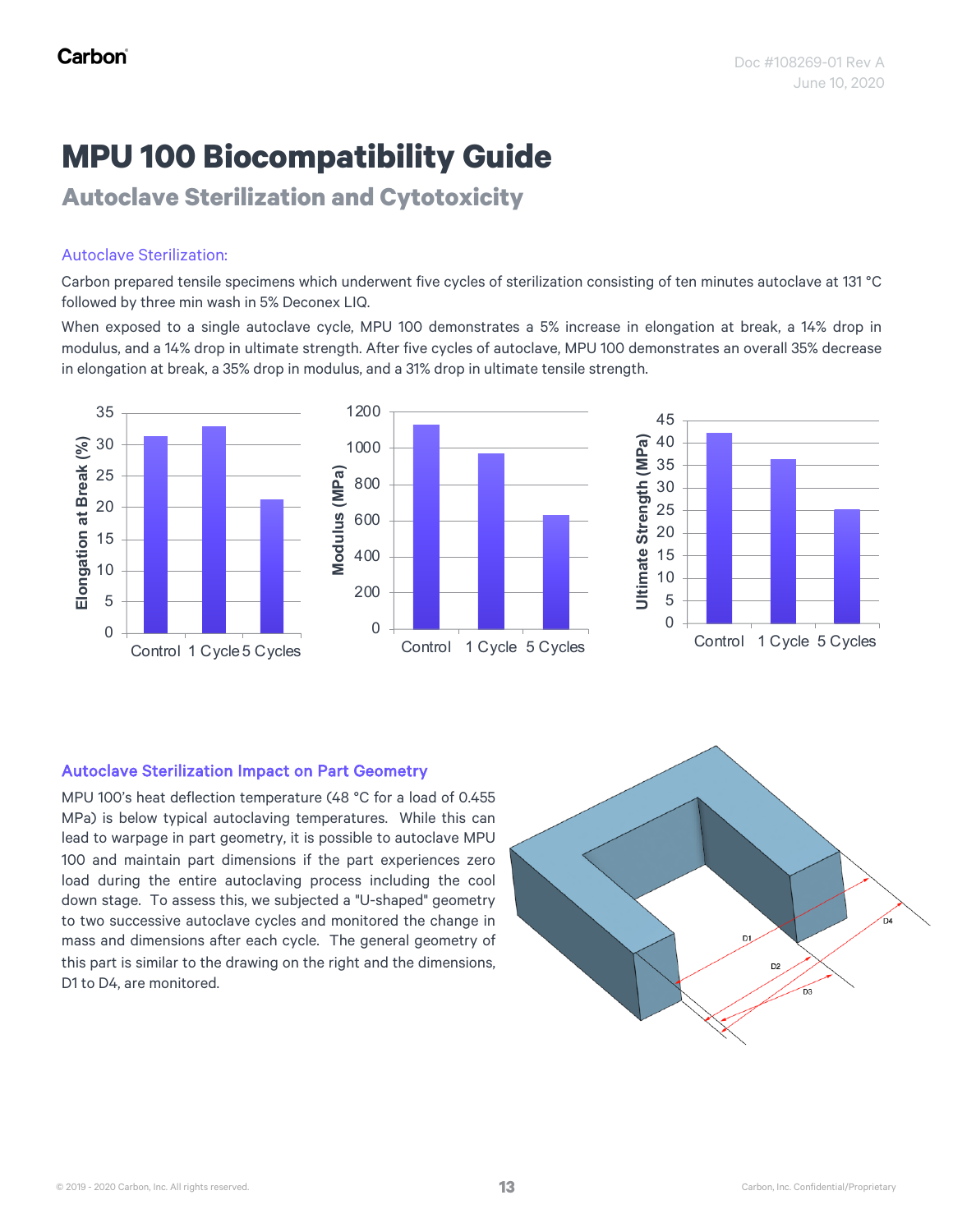# MPU 100 Biocompatibility Guide

## Autoclave Sterilization and Cytotoxicity

### Autoclave Sterilization:

Carbon prepared tensile specimens which underwent five cycles of sterilization consisting of ten minutes autoclave at 131 °C followed by three min wash in 5% Deconex LIQ.

When exposed to a single autoclave cycle, MPU 100 demonstrates a 5% increase in elongation at break, a 14% drop in modulus, and a 14% drop in ultimate strength. After five cycles of autoclave, MPU 100 demonstrates an overall 35% decrease in elongation at break, a 35% drop in modulus, and a 31% drop in ultimate tensile strength.

### Autoclave Sterilization Impact on Part Geometry

MPU 100's heat deflection temperature (48 °C for a load of 0.455 MPa) is below typical autoclaving temperatures. While this can lead to warpage in part geometry, it is possible to autoclave MPU 100 and maintain part dimensions if the part experiences zero load during the entire autoclaving process including the cool down stage. To assess this, we subjected a "U-shaped" geometry to two successive autoclave cycles and monitored the change in mass and dimensions after each cycle. The general geometry of this part is similar to the drawing on the right and the dimensions, D1 to D4, are monitored.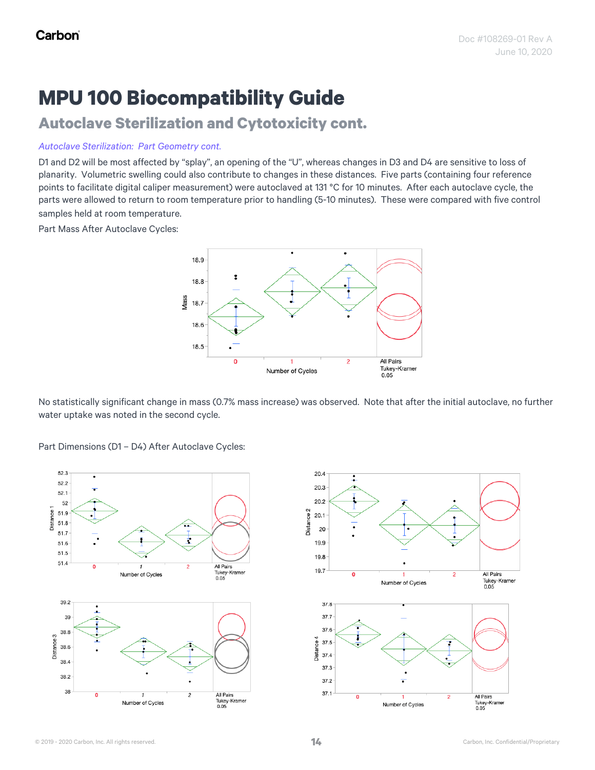# MPU 100 Biocompatibility Guide

## Autoclave Sterilization and Cytotoxicity cont.

*Autoclave Sterilization: Part Geometry cont.*

D1 and D2 will be most affected by "splay", an opening of the "U", whereas changes in D3 and D4 are sensitive to loss of planarity. Volumetric swelling could also contribute to changes in these distances. Five parts (containing four reference points to facilitate digital caliper measurement) were autoclaved at 131 °C for 10 minutes. After each autoclave cycle, the parts were allowed to return to room temperature prior to handling (5-10 minutes). These were compared with five control samples held at room temperature.

Part Mass After Autoclave Cycles:

No statistically significant change in mass (0.7% mass increase) was observed. Note that after the initial autoclave, no further water uptake was noted in the second cycle.

Part Dimensions (D1 – D4) After Autoclave Cycles: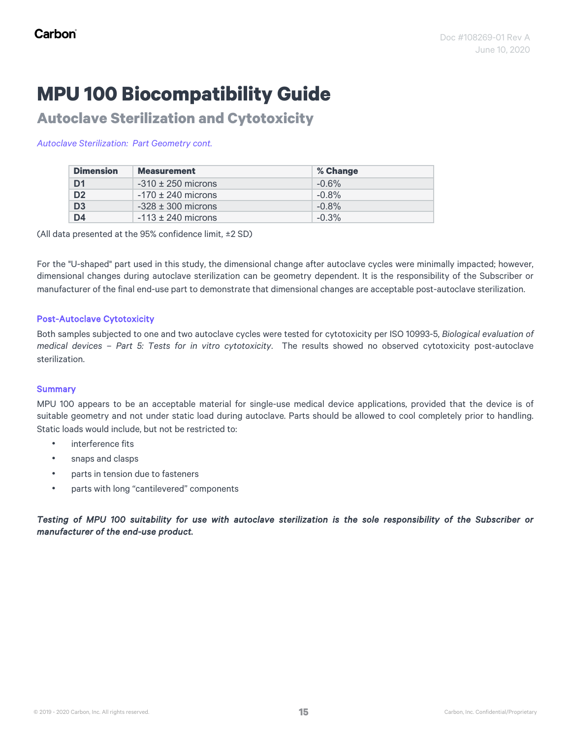# MPU 100 Biocompatibility Guide

## Autoclave Sterilization and Cytotoxicity

*Autoclave Sterilization: Part Geometry cont.*

| Dimension | Measurement | % Change |
|---|---|---|
| D1 | -310 ± 250 microns | -0.6% |
| D2 | -170 ± 240 microns | -0.8% |
| D3 | -328 ± 300 microns | -0.8% |
| D4 | -113 ± 240 microns | -0.3% |

(All data presented at the 95% confidence limit, ±2 SD)

For the "U-shaped" part used in this study, the dimensional change after autoclave cycles were minimally impacted; however, dimensional changes during autoclave sterilization can be geometry dependent. It is the responsibility of the Subscriber or manufacturer of the final end-use part to demonstrate that dimensional changes are acceptable post-autoclave sterilization.

### Post-Autoclave Cytotoxicity

Both samples subjected to one and two autoclave cycles were tested for cytotoxicity per ISO 10993-5, *Biological evaluation of medical devices – Part 5: Tests for in vitro cytotoxicity*. The results showed no observed cytotoxicity post-autoclave sterilization.

### Summary

MPU 100 appears to be an acceptable material for single-use medical device applications, provided that the device is of suitable geometry and not under static load during autoclave. Parts should be allowed to cool completely prior to handling. Static loads would include, but not be restricted to:

- interference fits
- snaps and clasps
- parts in tension due to fasteners
- parts with long “cantilevered” components

***Testing of MPU 100 suitability for use with autoclave sterilization is the sole responsibility of the Subscriber or manufacturer of the end-use product.***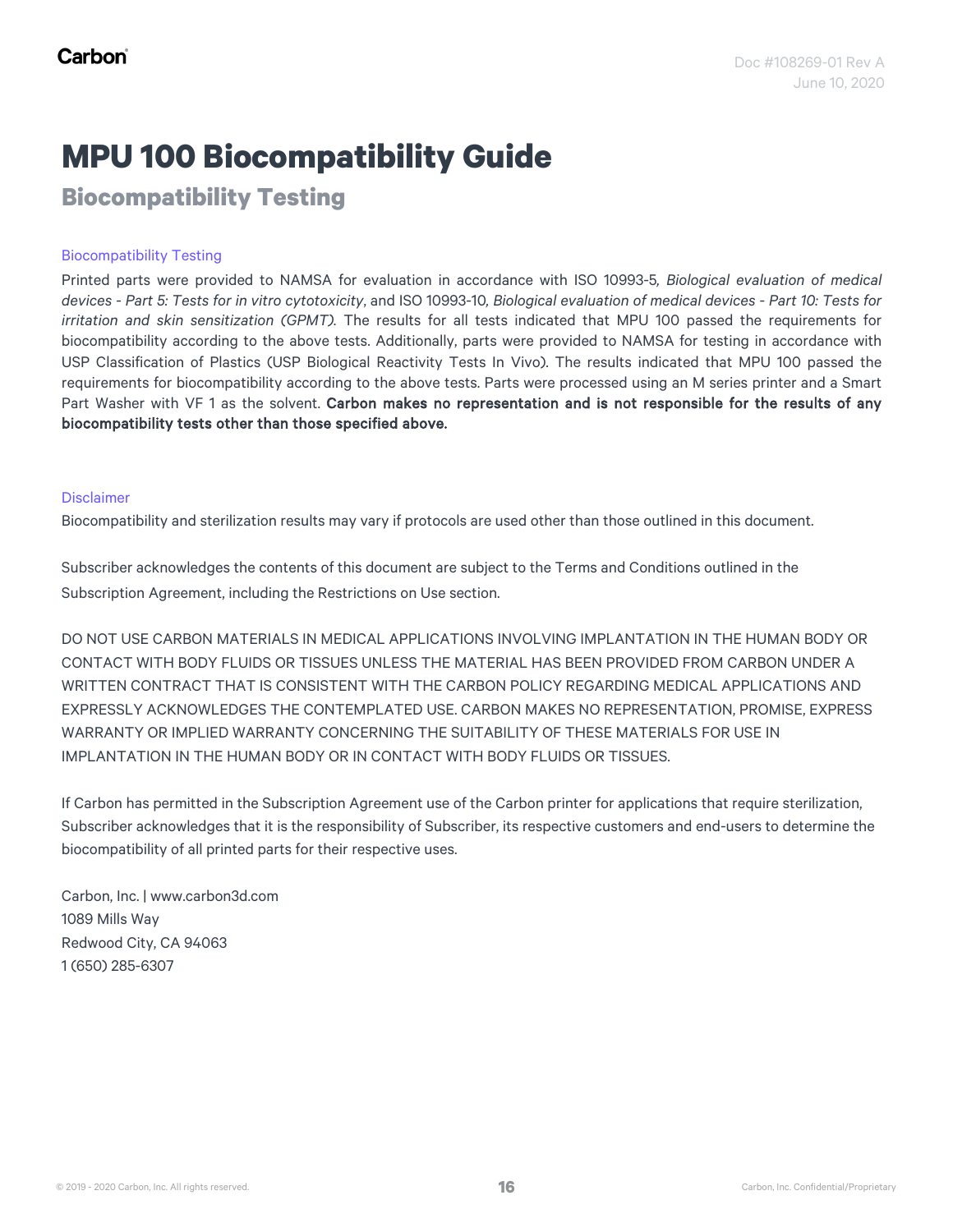# MPU 100 Biocompatibility Guide

## Biocompatibility Testing

### Biocompatibility Testing

Printed parts were provided to NAMSA for evaluation in accordance with ISO 10993-5, *Biological evaluation of medical devices - Part 5: Tests for in vitro cytotoxicity*, and ISO 10993-10, *Biological evaluation of medical devices - Part 10: Tests for irritation and skin sensitization (GPMT)*. The results for all tests indicated that MPU 100 passed the requirements for biocompatibility according to the above tests. Additionally, parts were provided to NAMSA for testing in accordance with USP Classification of Plastics (USP Biological Reactivity Tests In Vivo). The results indicated that MPU 100 passed the requirements for biocompatibility according to the above tests. Parts were processed using an M series printer and a Smart Part Washer with VF 1 as the solvent. **Carbon makes no representation and is not responsible for the results of any biocompatibility tests other than those specified above.**

### Disclaimer

Biocompatibility and sterilization results may vary if protocols are used other than those outlined in this document.

Subscriber acknowledges the contents of this document are subject to the Terms and Conditions outlined in the Subscription Agreement, including the Restrictions on Use section.

DO NOT USE CARBON MATERIALS IN MEDICAL APPLICATIONS INVOLVING IMPLANTATION IN THE HUMAN BODY OR CONTACT WITH BODY FLUIDS OR TISSUES UNLESS THE MATERIAL HAS BEEN PROVIDED FROM CARBON UNDER A WRITTEN CONTRACT THAT IS CONSISTENT WITH THE CARBON POLICY REGARDING MEDICAL APPLICATIONS AND EXPRESSLY ACKNOWLEDGES THE CONTEMPLATED USE. CARBON MAKES NO REPRESENTATION, PROMISE, EXPRESS WARRANTY OR IMPLIED WARRANTY CONCERNING THE SUITABILITY OF THESE MATERIALS FOR USE IN IMPLANTATION IN THE HUMAN BODY OR IN CONTACT WITH BODY FLUIDS OR TISSUES.

If Carbon has permitted in the Subscription Agreement use of the Carbon printer for applications that require sterilization, Subscriber acknowledges that it is the responsibility of Subscriber, its respective customers and end-users to determine the biocompatibility of all printed parts for their respective uses.

Carbon, Inc. | www.carbon3d.com
1089 Mills Way
Redwood City, CA 94063
1 (650) 285-6307